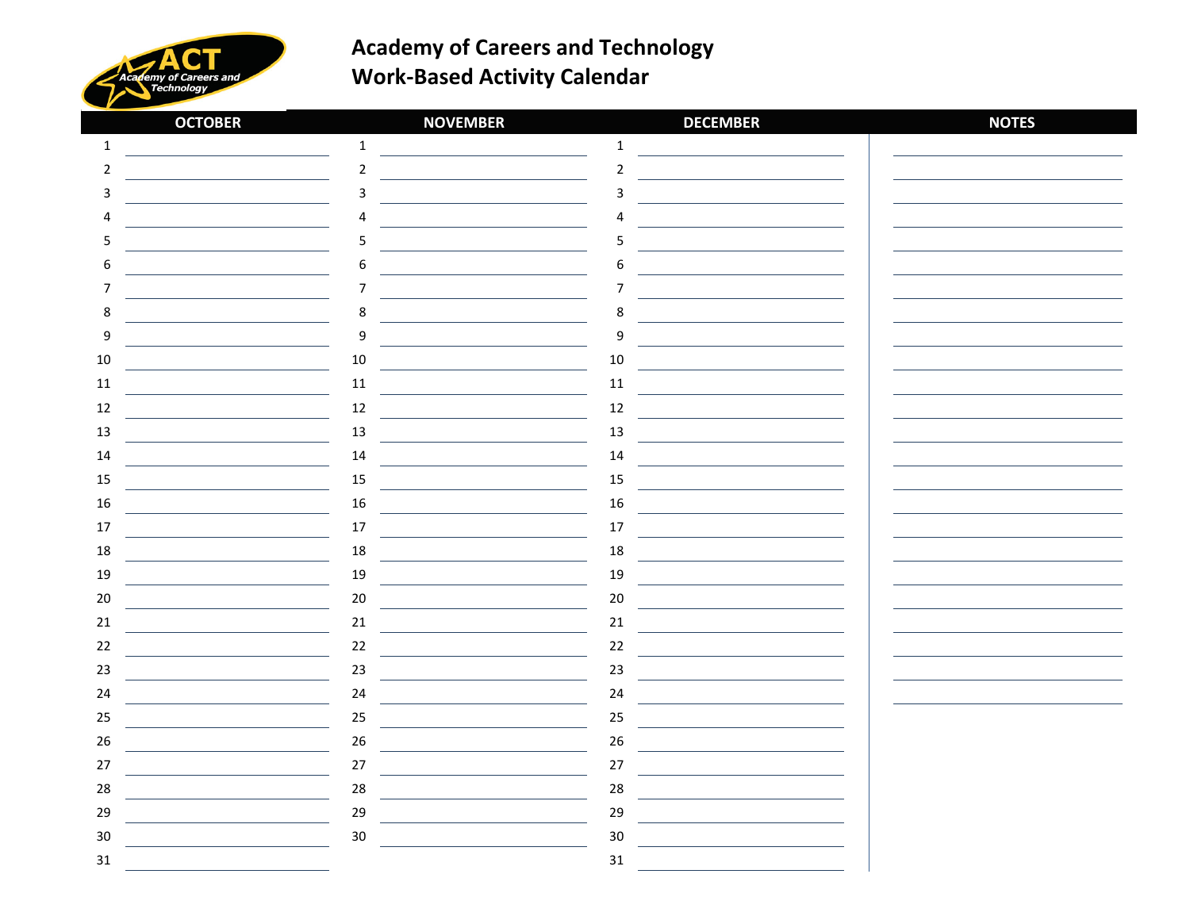# Academy of Careers and Technology
## Work-Based Activity Calendar

| OCTOBER | | NOVEMBER | | DECEMBER | | NOTES |
|---|---|---|---|---|---|---|
| 1 | | 1 | | 1 | | |
| 2 | | 2 | | 2 | | |
| 3 | | 3 | | 3 | | |
| 4 | | 4 | | 4 | | |
| 5 | | 5 | | 5 | | |
| 6 | | 6 | | 6 | | |
| 7 | | 7 | | 7 | | |
| 8 | | 8 | | 8 | | |
| 9 | | 9 | | 9 | | |
| 10 | | 10 | | 10 | | |
| 11 | | 11 | | 11 | | |
| 12 | | 12 | | 12 | | |
| 13 | | 13 | | 13 | | |
| 14 | | 14 | | 14 | | |
| 15 | | 15 | | 15 | | |
| 16 | | 16 | | 16 | | |
| 17 | | 17 | | 17 | | |
| 18 | | 18 | | 18 | | |
| 19 | | 19 | | 19 | | |
| 20 | | 20 | | 20 | | |
| 21 | | 21 | | 21 | | |
| 22 | | 22 | | 22 | | |
| 23 | | 23 | | 23 | | |
| 24 | | 24 | | 24 | | |
| 25 | | 25 | | 25 | | |
| 26 | | 26 | | 26 | | |
| 27 | | 27 | | 27 | | |
| 28 | | 28 | | 28 | | |
| 29 | | 29 | | 29 | | |
| 30 | | 30 | | 30 | | |
| 31 | | | | 31 | | |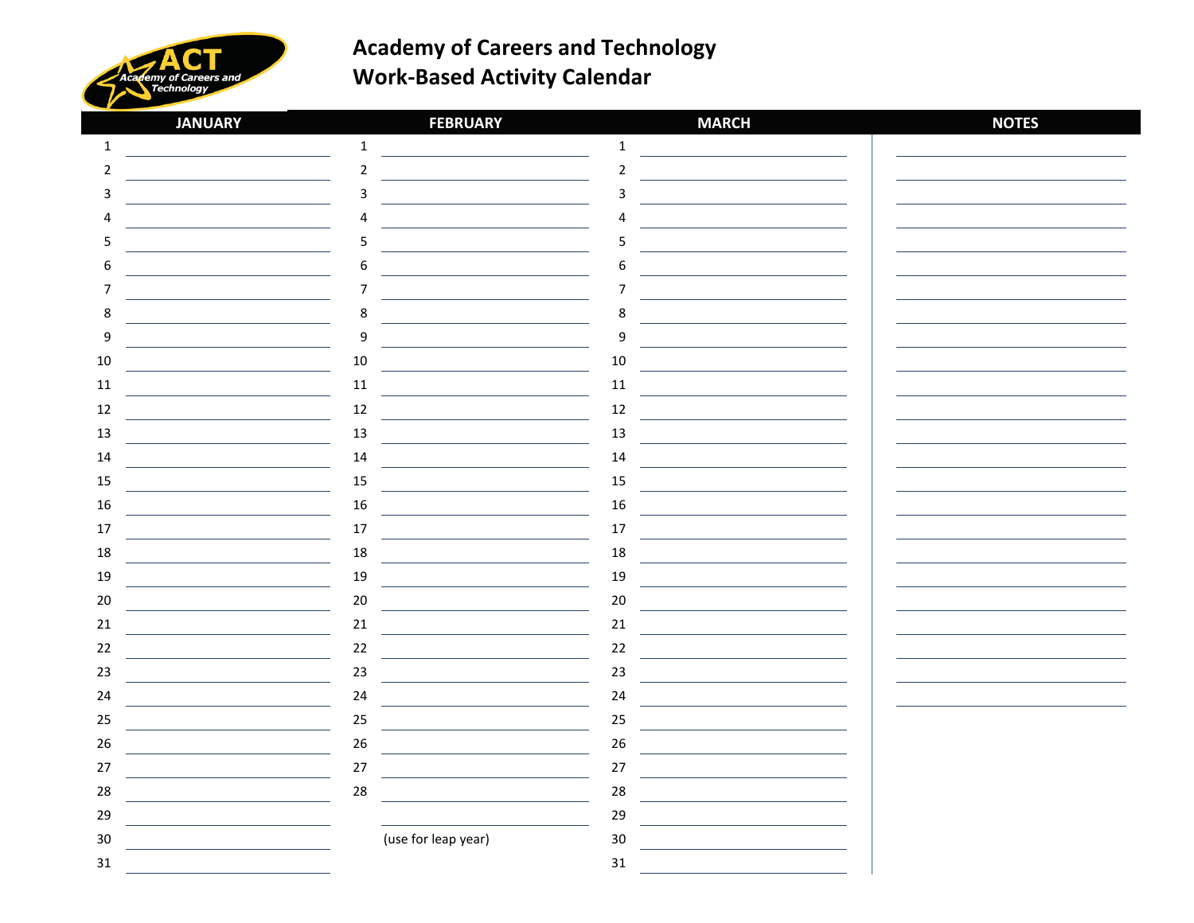# Academy of Careers and Technology
## Work-Based Activity Calendar

| JANUARY | | FEBRUARY | | MARCH | | NOTES |
|---|---|---|---|---|---|---|
| 1 | | 1 | | 1 | | |
| 2 | | 2 | | 2 | | |
| 3 | | 3 | | 3 | | |
| 4 | | 4 | | 4 | | |
| 5 | | 5 | | 5 | | |
| 6 | | 6 | | 6 | | |
| 7 | | 7 | | 7 | | |
| 8 | | 8 | | 8 | | |
| 9 | | 9 | | 9 | | |
| 10 | | 10 | | 10 | | |
| 11 | | 11 | | 11 | | |
| 12 | | 12 | | 12 | | |
| 13 | | 13 | | 13 | | |
| 14 | | 14 | | 14 | | |
| 15 | | 15 | | 15 | | |
| 16 | | 16 | | 16 | | |
| 17 | | 17 | | 17 | | |
| 18 | | 18 | | 18 | | |
| 19 | | 19 | | 19 | | |
| 20 | | 20 | | 20 | | |
| 21 | | 21 | | 21 | | |
| 22 | | 22 | | 22 | | |
| 23 | | 23 | | 23 | | |
| 24 | | 24 | | 24 | | |
| 25 | | 25 | | 25 | | |
| 26 | | 26 | | 26 | | |
| 27 | | 27 | | 27 | | |
| 28 | | 28 | | 28 | | |
| 29 | | | | 29 | | |
| 30 | | | (use for leap year) | 30 | | |
| 31 | | | | 31 | | |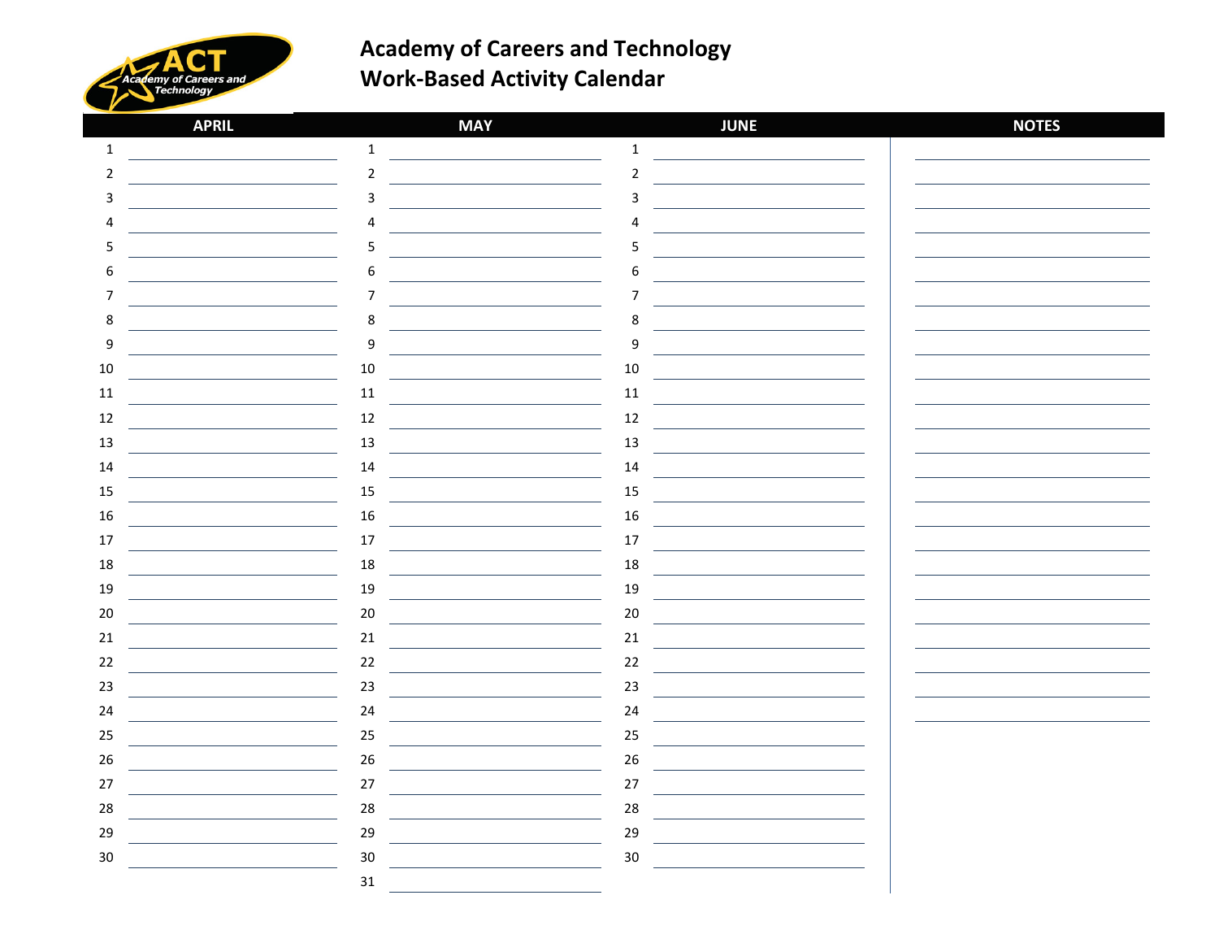# Academy of Careers and Technology
## Work-Based Activity Calendar

| APRIL | | MAY | | JUNE | | NOTES |
|---|---|---|---|---|---|---|
| 1 | | 1 | | 1 | | |
| 2 | | 2 | | 2 | | |
| 3 | | 3 | | 3 | | |
| 4 | | 4 | | 4 | | |
| 5 | | 5 | | 5 | | |
| 6 | | 6 | | 6 | | |
| 7 | | 7 | | 7 | | |
| 8 | | 8 | | 8 | | |
| 9 | | 9 | | 9 | | |
| 10 | | 10 | | 10 | | |
| 11 | | 11 | | 11 | | |
| 12 | | 12 | | 12 | | |
| 13 | | 13 | | 13 | | |
| 14 | | 14 | | 14 | | |
| 15 | | 15 | | 15 | | |
| 16 | | 16 | | 16 | | |
| 17 | | 17 | | 17 | | |
| 18 | | 18 | | 18 | | |
| 19 | | 19 | | 19 | | |
| 20 | | 20 | | 20 | | |
| 21 | | 21 | | 21 | | |
| 22 | | 22 | | 22 | | |
| 23 | | 23 | | 23 | | |
| 24 | | 24 | | 24 | | |
| 25 | | 25 | | 25 | | |
| 26 | | 26 | | 26 | | |
| 27 | | 27 | | 27 | | |
| 28 | | 28 | | 28 | | |
| 29 | | 29 | | 29 | | |
| 30 | | 30 | | 30 | | |
| | | 31 | | | | |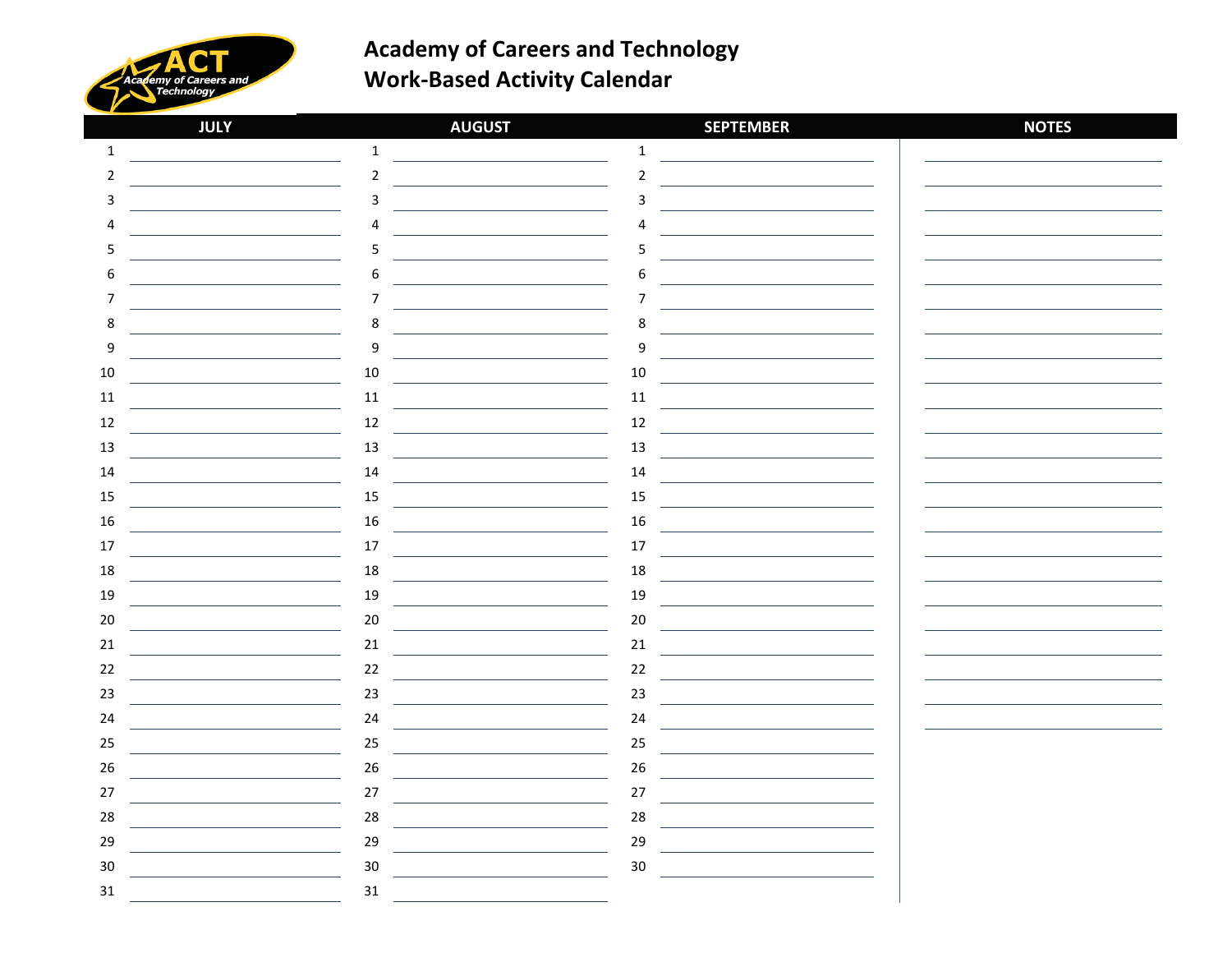# Academy of Careers and Technology
## Work-Based Activity Calendar

| JULY | | AUGUST | | SEPTEMBER | | NOTES |
|---|---|---|---|---|---|---|
| 1 | | 1 | | 1 | | |
| 2 | | 2 | | 2 | | |
| 3 | | 3 | | 3 | | |
| 4 | | 4 | | 4 | | |
| 5 | | 5 | | 5 | | |
| 6 | | 6 | | 6 | | |
| 7 | | 7 | | 7 | | |
| 8 | | 8 | | 8 | | |
| 9 | | 9 | | 9 | | |
| 10 | | 10 | | 10 | | |
| 11 | | 11 | | 11 | | |
| 12 | | 12 | | 12 | | |
| 13 | | 13 | | 13 | | |
| 14 | | 14 | | 14 | | |
| 15 | | 15 | | 15 | | |
| 16 | | 16 | | 16 | | |
| 17 | | 17 | | 17 | | |
| 18 | | 18 | | 18 | | |
| 19 | | 19 | | 19 | | |
| 20 | | 20 | | 20 | | |
| 21 | | 21 | | 21 | | |
| 22 | | 22 | | 22 | | |
| 23 | | 23 | | 23 | | |
| 24 | | 24 | | 24 | | |
| 25 | | 25 | | 25 | | |
| 26 | | 26 | | 26 | | |
| 27 | | 27 | | 27 | | |
| 28 | | 28 | | 28 | | |
| 29 | | 29 | | 29 | | |
| 30 | | 30 | | 30 | | |
| 31 | | 31 | | | | |